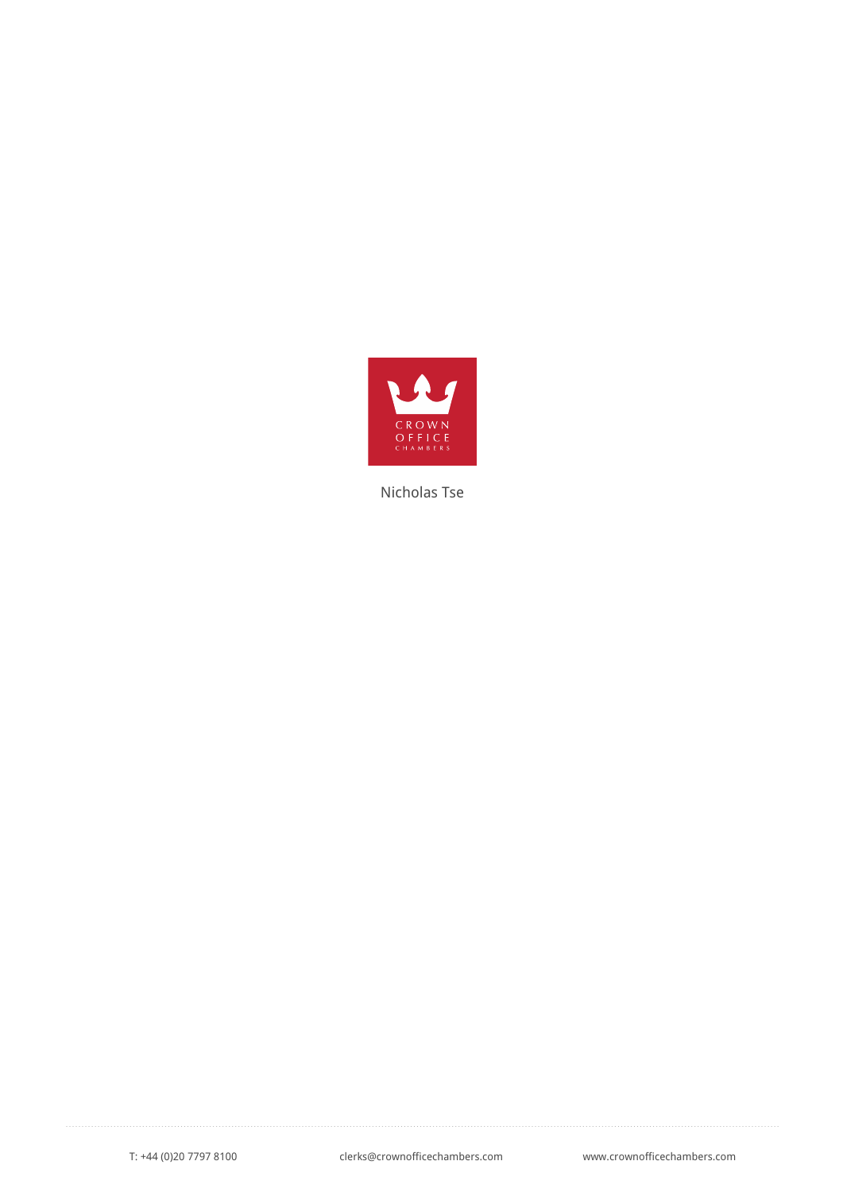CROWN
OFFICE
CHAMBERS

Nicholas Tse

T: +44 (0)20 7797 8100 clerks@crownofficechambers.com www.crownofficechambers.com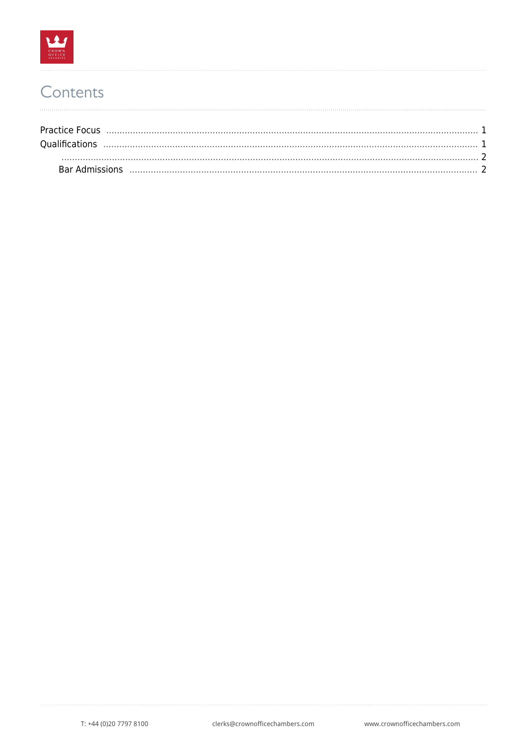# Contents

Practice Focus ........................................................................................................................................ 1
Qualifications ........................................................................................................................................ 1
.............................................................................................................................................................. 2
  Bar Admissions .................................................................................................................................. 2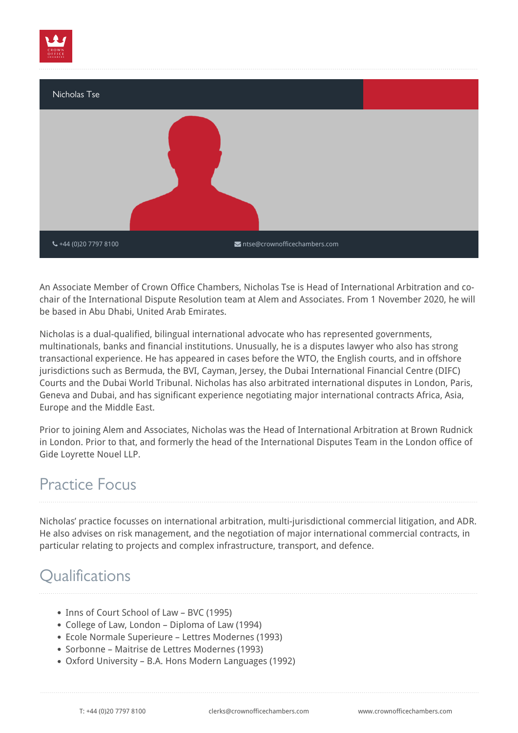## Nicholas Tse

+44 (0)20 7797 8100 | ntse@crownofficechambers.com

An Associate Member of Crown Office Chambers, Nicholas Tse is Head of International Arbitration and co-chair of the International Dispute Resolution team at Alem and Associates. From 1 November 2020, he will be based in Abu Dhabi, United Arab Emirates.

Nicholas is a dual-qualified, bilingual international advocate who has represented governments, multinationals, banks and financial institutions. Unusually, he is a disputes lawyer who also has strong transactional experience. He has appeared in cases before the WTO, the English courts, and in offshore jurisdictions such as Bermuda, the BVI, Cayman, Jersey, the Dubai International Financial Centre (DIFC) Courts and the Dubai World Tribunal. Nicholas has also arbitrated international disputes in London, Paris, Geneva and Dubai, and has significant experience negotiating major international contracts Africa, Asia, Europe and the Middle East.

Prior to joining Alem and Associates, Nicholas was the Head of International Arbitration at Brown Rudnick in London. Prior to that, and formerly the head of the International Disputes Team in the London office of Gide Loyrette Nouel LLP.

## Practice Focus

Nicholas' practice focusses on international arbitration, multi-jurisdictional commercial litigation, and ADR. He also advises on risk management, and the negotiation of major international commercial contracts, in particular relating to projects and complex infrastructure, transport, and defence.

## Qualifications

- Inns of Court School of Law – BVC (1995)
- College of Law, London – Diploma of Law (1994)
- Ecole Normale Superieure – Lettres Modernes (1993)
- Sorbonne – Maitrise de Lettres Modernes (1993)
- Oxford University – B.A. Hons Modern Languages (1992)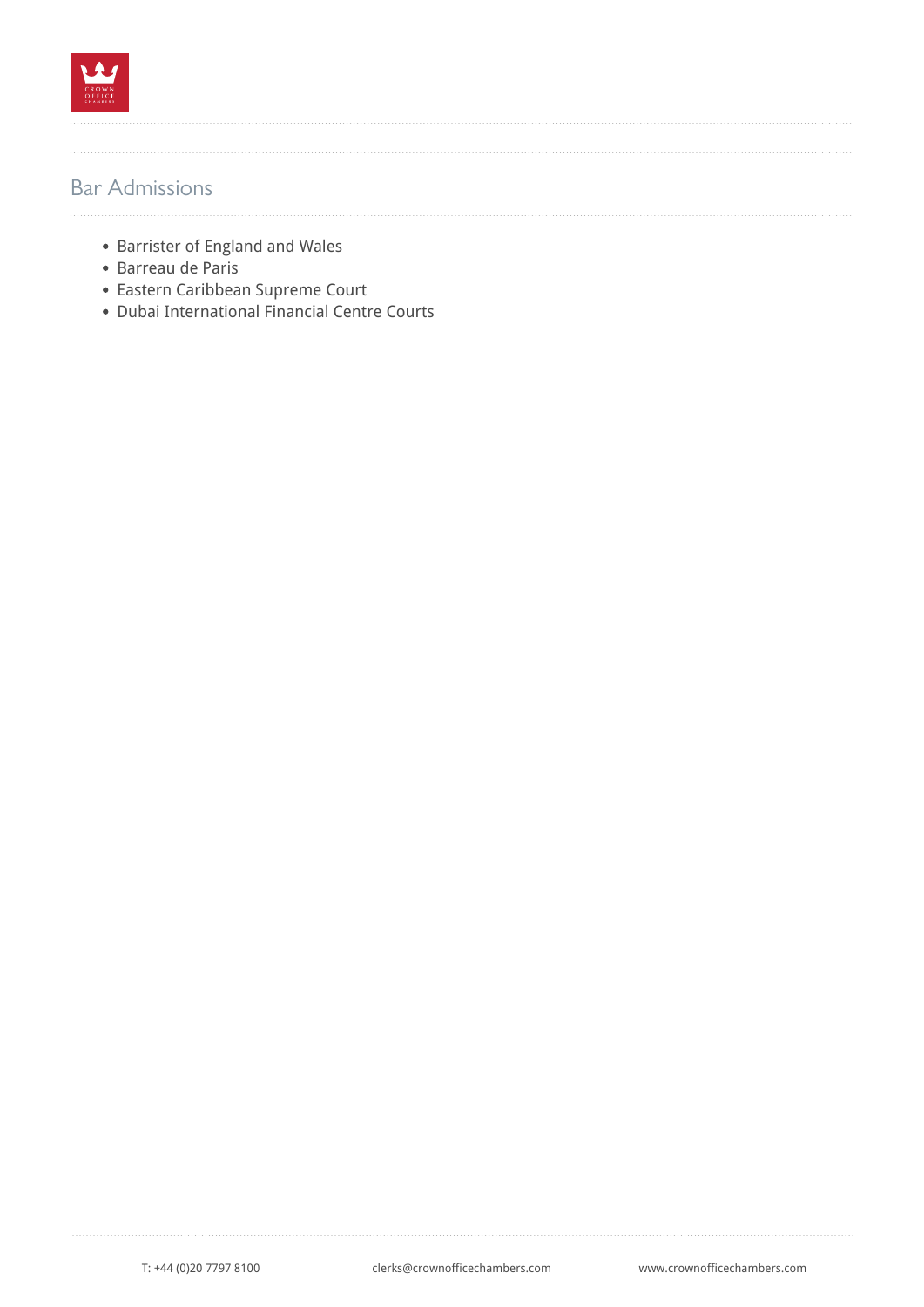## Bar Admissions

- Barrister of England and Wales
- Barreau de Paris
- Eastern Caribbean Supreme Court
- Dubai International Financial Centre Courts